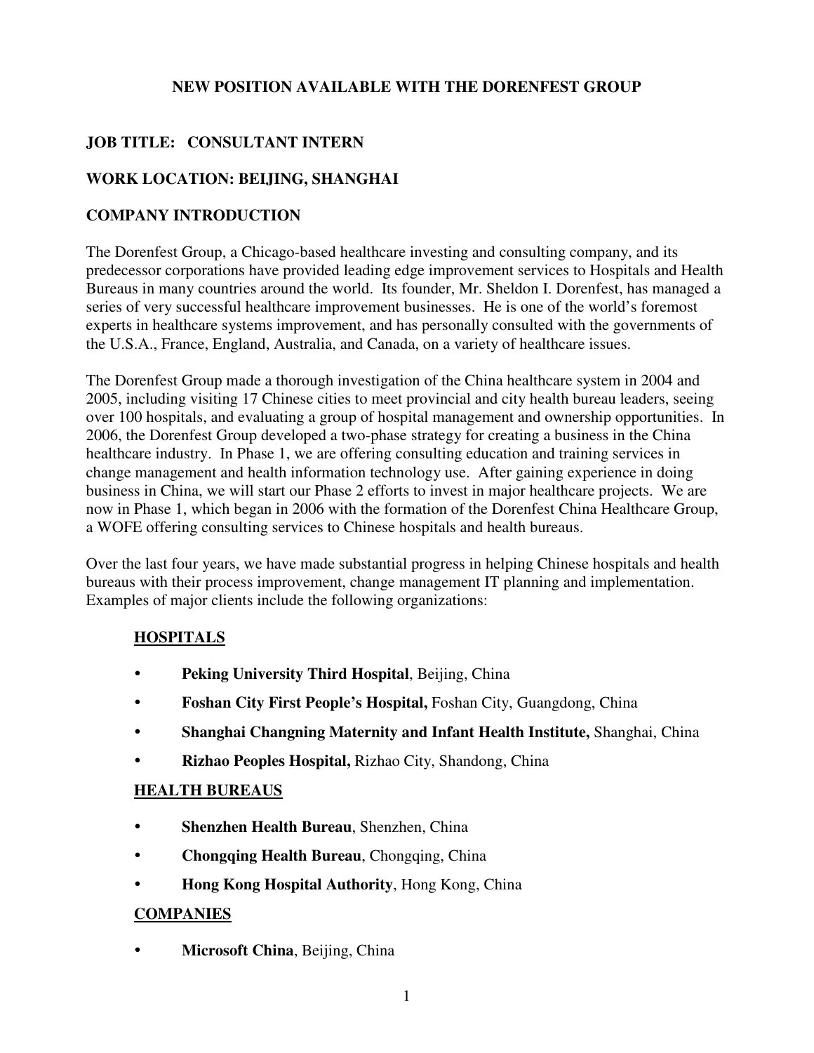# NEW POSITION AVAILABLE WITH THE DORENFEST GROUP

## JOB TITLE: CONSULTANT INTERN

## WORK LOCATION: BEIJING, SHANGHAI

## COMPANY INTRODUCTION

The Dorenfest Group, a Chicago-based healthcare investing and consulting company, and its predecessor corporations have provided leading edge improvement services to Hospitals and Health Bureaus in many countries around the world. Its founder, Mr. Sheldon I. Dorenfest, has managed a series of very successful healthcare improvement businesses. He is one of the world's foremost experts in healthcare systems improvement, and has personally consulted with the governments of the U.S.A., France, England, Australia, and Canada, on a variety of healthcare issues.

The Dorenfest Group made a thorough investigation of the China healthcare system in 2004 and 2005, including visiting 17 Chinese cities to meet provincial and city health bureau leaders, seeing over 100 hospitals, and evaluating a group of hospital management and ownership opportunities. In 2006, the Dorenfest Group developed a two-phase strategy for creating a business in the China healthcare industry. In Phase 1, we are offering consulting education and training services in change management and health information technology use. After gaining experience in doing business in China, we will start our Phase 2 efforts to invest in major healthcare projects. We are now in Phase 1, which began in 2006 with the formation of the Dorenfest China Healthcare Group, a WOFE offering consulting services to Chinese hospitals and health bureaus.

Over the last four years, we have made substantial progress in helping Chinese hospitals and health bureaus with their process improvement, change management IT planning and implementation. Examples of major clients include the following organizations:

### HOSPITALS

- **Peking University Third Hospital**, Beijing, China
- **Foshan City First People's Hospital,** Foshan City, Guangdong, China
- **Shanghai Changning Maternity and Infant Health Institute,** Shanghai, China
- **Rizhao Peoples Hospital,** Rizhao City, Shandong, China

### HEALTH BUREAUS

- **Shenzhen Health Bureau**, Shenzhen, China
- **Chongqing Health Bureau**, Chongqing, China
- **Hong Kong Hospital Authority**, Hong Kong, China

### COMPANIES

- **Microsoft China**, Beijing, China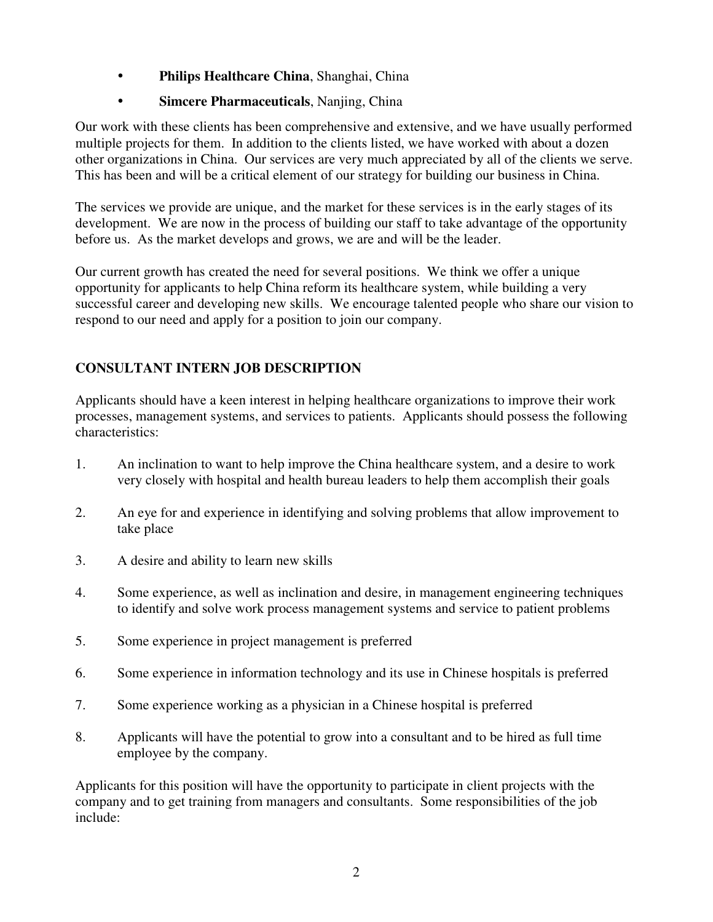- **Philips Healthcare China**, Shanghai, China
- **Simcere Pharmaceuticals**, Nanjing, China

Our work with these clients has been comprehensive and extensive, and we have usually performed multiple projects for them. In addition to the clients listed, we have worked with about a dozen other organizations in China. Our services are very much appreciated by all of the clients we serve. This has been and will be a critical element of our strategy for building our business in China.

The services we provide are unique, and the market for these services is in the early stages of its development. We are now in the process of building our staff to take advantage of the opportunity before us. As the market develops and grows, we are and will be the leader.

Our current growth has created the need for several positions. We think we offer a unique opportunity for applicants to help China reform its healthcare system, while building a very successful career and developing new skills. We encourage talented people who share our vision to respond to our need and apply for a position to join our company.

## CONSULTANT INTERN JOB DESCRIPTION

Applicants should have a keen interest in helping healthcare organizations to improve their work processes, management systems, and services to patients. Applicants should possess the following characteristics:

1. An inclination to want to help improve the China healthcare system, and a desire to work very closely with hospital and health bureau leaders to help them accomplish their goals
2. An eye for and experience in identifying and solving problems that allow improvement to take place
3. A desire and ability to learn new skills
4. Some experience, as well as inclination and desire, in management engineering techniques to identify and solve work process management systems and service to patient problems
5. Some experience in project management is preferred
6. Some experience in information technology and its use in Chinese hospitals is preferred
7. Some experience working as a physician in a Chinese hospital is preferred
8. Applicants will have the potential to grow into a consultant and to be hired as full time employee by the company.

Applicants for this position will have the opportunity to participate in client projects with the company and to get training from managers and consultants. Some responsibilities of the job include: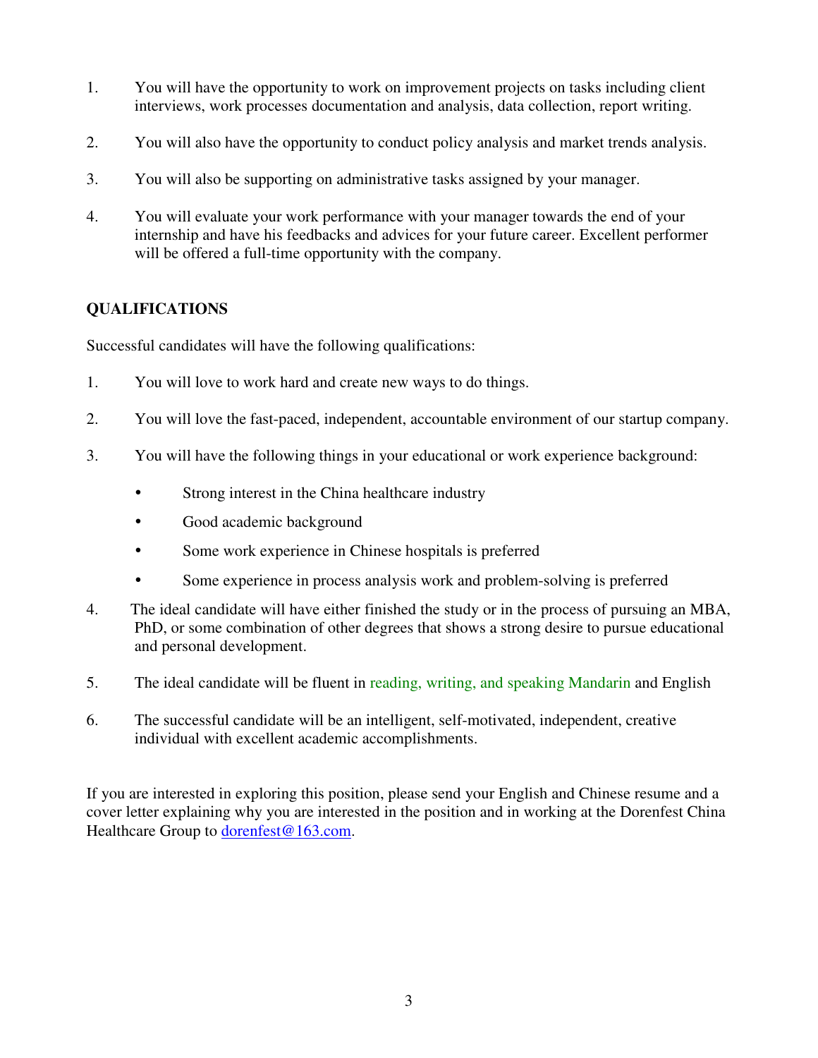1. You will have the opportunity to work on improvement projects on tasks including client interviews, work processes documentation and analysis, data collection, report writing.

2. You will also have the opportunity to conduct policy analysis and market trends analysis.

3. You will also be supporting on administrative tasks assigned by your manager.

4. You will evaluate your work performance with your manager towards the end of your internship and have his feedbacks and advices for your future career. Excellent performer will be offered a full-time opportunity with the company.

**QUALIFICATIONS**

Successful candidates will have the following qualifications:

1. You will love to work hard and create new ways to do things.

2. You will love the fast-paced, independent, accountable environment of our startup company.

3. You will have the following things in your educational or work experience background:

   - Strong interest in the China healthcare industry
   - Good academic background
   - Some work experience in Chinese hospitals is preferred
   - Some experience in process analysis work and problem-solving is preferred

4. The ideal candidate will have either finished the study or in the process of pursuing an MBA, PhD, or some combination of other degrees that shows a strong desire to pursue educational and personal development.

5. The ideal candidate will be fluent in reading, writing, and speaking Mandarin and English

6. The successful candidate will be an intelligent, self-motivated, independent, creative individual with excellent academic accomplishments.

If you are interested in exploring this position, please send your English and Chinese resume and a cover letter explaining why you are interested in the position and in working at the Dorenfest China Healthcare Group to dorenfest@163.com.